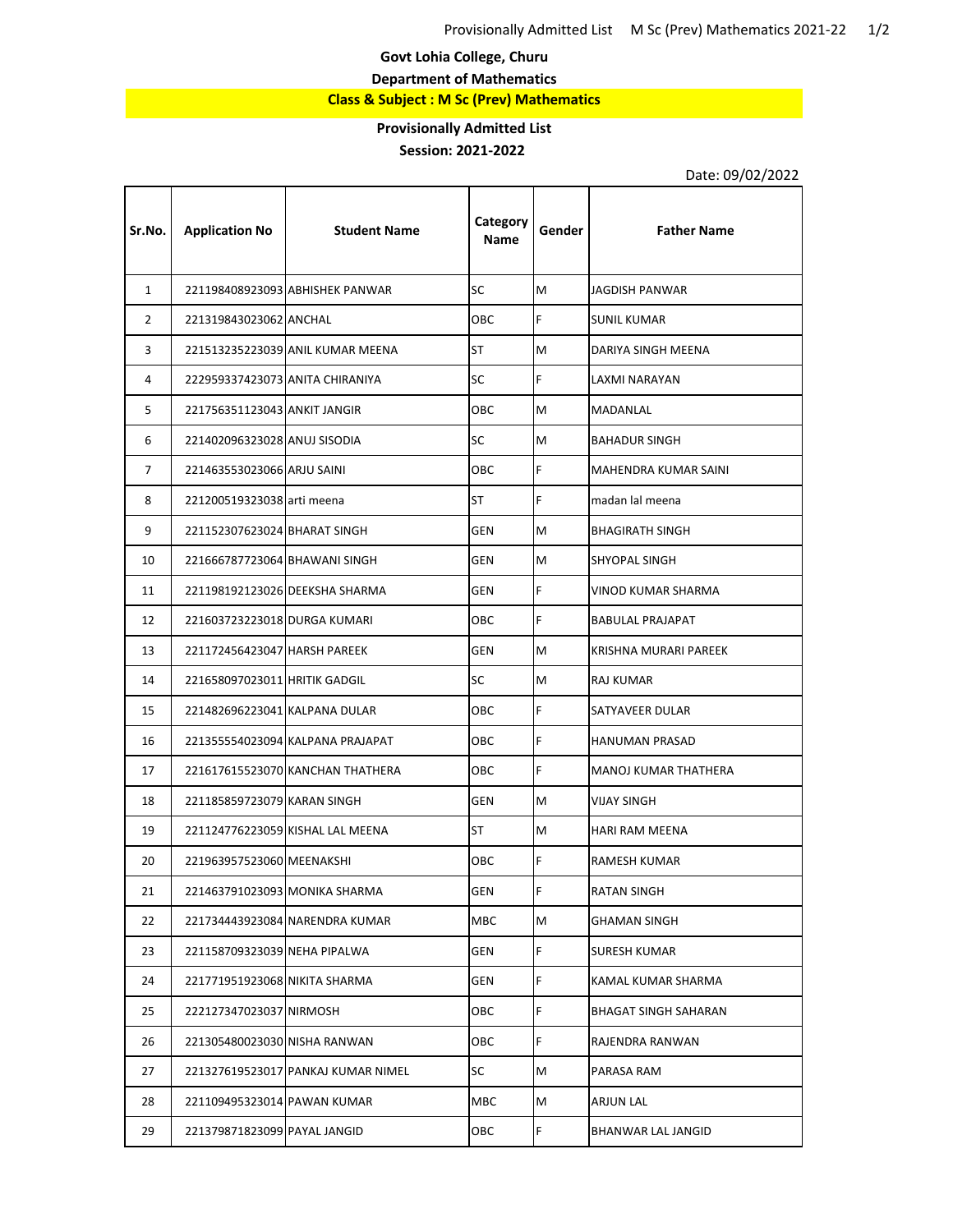**Govt Lohia College, Churu**

**Department of Mathematics**

**Class & Subject : M Sc (Prev) Mathematics**

**Provisionally Admitted List**

**Session: 2021-2022**

Date: 09/02/2022

| Sr.No. | Application No | Student Name | Category Name | Gender | Father Name |
|---|---|---|---|---|---|
| 1 | 221198408923093 | ABHISHEK PANWAR | SC | M | JAGDISH PANWAR |
| 2 | 221319843023062 | ANCHAL | OBC | F | SUNIL KUMAR |
| 3 | 221513235223039 | ANIL KUMAR MEENA | ST | M | DARIYA SINGH MEENA |
| 4 | 222959337423073 | ANITA CHIRANIYA | SC | F | LAXMI NARAYAN |
| 5 | 221756351123043 | ANKIT JANGIR | OBC | M | MADANLAL |
| 6 | 221402096323028 | ANUJ SISODIA | SC | M | BAHADUR SINGH |
| 7 | 221463553023066 | ARJU SAINI | OBC | F | MAHENDRA KUMAR SAINI |
| 8 | 221200519323038 | arti meena | ST | F | madan lal meena |
| 9 | 221152307623024 | BHARAT SINGH | GEN | M | BHAGIRATH SINGH |
| 10 | 221666787723064 | BHAWANI SINGH | GEN | M | SHYOPAL SINGH |
| 11 | 221198192123026 | DEEKSHA SHARMA | GEN | F | VINOD KUMAR SHARMA |
| 12 | 221603723223018 | DURGA KUMARI | OBC | F | BABULAL PRAJAPAT |
| 13 | 221172456423047 | HARSH PAREEK | GEN | M | KRISHNA MURARI PAREEK |
| 14 | 221658097023011 | HRITIK GADGIL | SC | M | RAJ KUMAR |
| 15 | 221482696223041 | KALPANA DULAR | OBC | F | SATYAVEER DULAR |
| 16 | 221355554023094 | KALPANA PRAJAPAT | OBC | F | HANUMAN PRASAD |
| 17 | 221617615523070 | KANCHAN THATHERA | OBC | F | MANOJ KUMAR THATHERA |
| 18 | 221185859723079 | KARAN SINGH | GEN | M | VIJAY SINGH |
| 19 | 221124776223059 | KISHAL LAL MEENA | ST | M | HARI RAM MEENA |
| 20 | 221963957523060 | MEENAKSHI | OBC | F | RAMESH KUMAR |
| 21 | 221463791023093 | MONIKA SHARMA | GEN | F | RATAN SINGH |
| 22 | 221734443923084 | NARENDRA KUMAR | MBC | M | GHAMAN SINGH |
| 23 | 221158709323039 | NEHA PIPALWA | GEN | F | SURESH KUMAR |
| 24 | 221771951923068 | NIKITA SHARMA | GEN | F | KAMAL KUMAR SHARMA |
| 25 | 222127347023037 | NIRMOSH | OBC | F | BHAGAT SINGH SAHARAN |
| 26 | 221305480023030 | NISHA RANWAN | OBC | F | RAJENDRA RANWAN |
| 27 | 221327619523017 | PANKAJ KUMAR NIMEL | SC | M | PARASA RAM |
| 28 | 221109495323014 | PAWAN KUMAR | MBC | M | ARJUN LAL |
| 29 | 221379871823099 | PAYAL JANGID | OBC | F | BHANWAR LAL JANGID |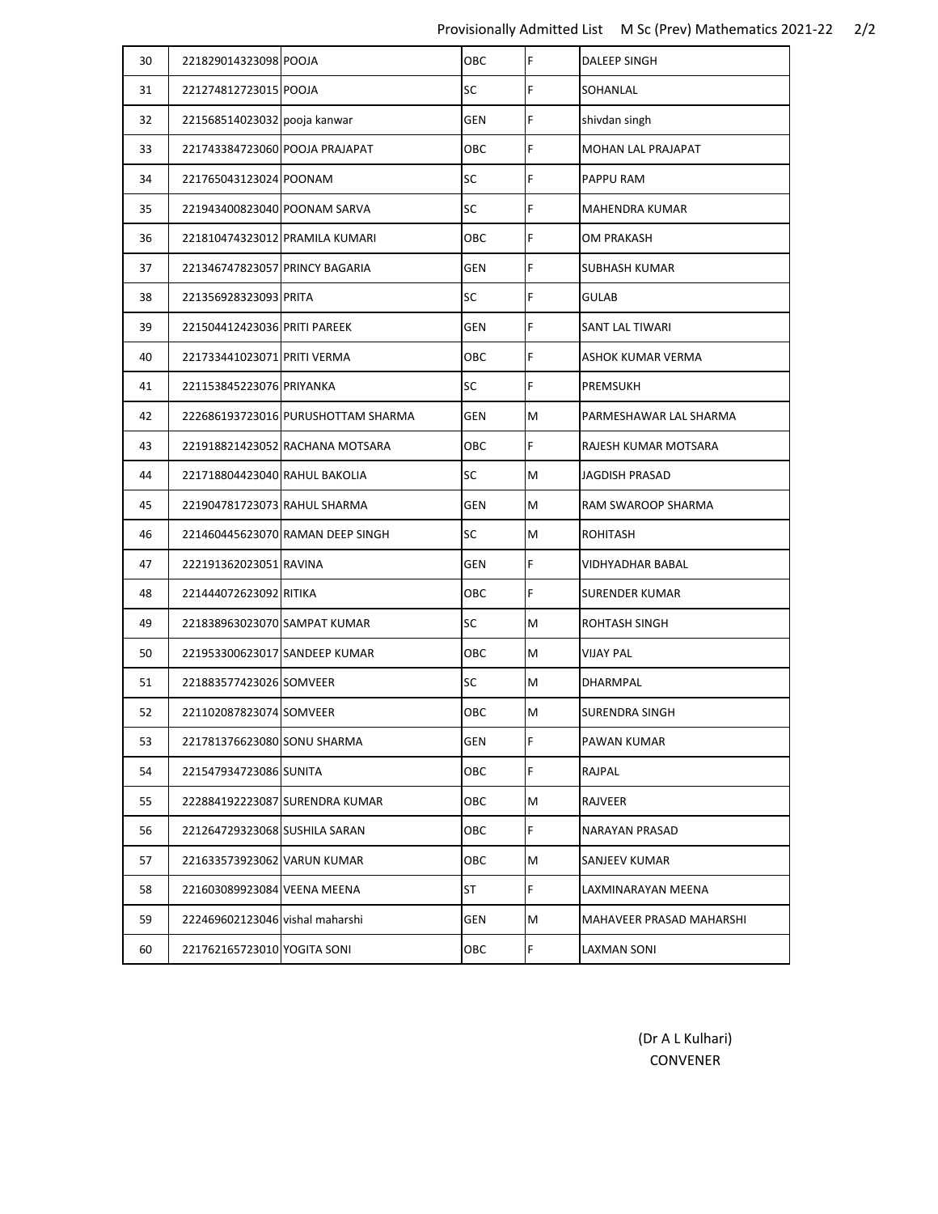| | | | | | |
|---|---|---|---|---|---|
| 30 | 221829014323098 | POOJA | OBC | F | DALEEP SINGH |
| 31 | 221274812723015 | POOJA | SC | F | SOHANLAL |
| 32 | 221568514023032 | pooja kanwar | GEN | F | shivdan singh |
| 33 | 221743384723060 | POOJA PRAJAPAT | OBC | F | MOHAN LAL PRAJAPAT |
| 34 | 221765043123024 | POONAM | SC | F | PAPPU RAM |
| 35 | 221943400823040 | POONAM SARVA | SC | F | MAHENDRA KUMAR |
| 36 | 221810474323012 | PRAMILA KUMARI | OBC | F | OM PRAKASH |
| 37 | 221346747823057 | PRINCY BAGARIA | GEN | F | SUBHASH KUMAR |
| 38 | 221356928323093 | PRITA | SC | F | GULAB |
| 39 | 221504412423036 | PRITI PAREEK | GEN | F | SANT LAL TIWARI |
| 40 | 221733441023071 | PRITI VERMA | OBC | F | ASHOK KUMAR VERMA |
| 41 | 221153845223076 | PRIYANKA | SC | F | PREMSUKH |
| 42 | 222686193723016 | PURUSHOTTAM SHARMA | GEN | M | PARMESHAWAR LAL SHARMA |
| 43 | 221918821423052 | RACHANA MOTSARA | OBC | F | RAJESH KUMAR MOTSARA |
| 44 | 221718804423040 | RAHUL BAKOLIA | SC | M | JAGDISH PRASAD |
| 45 | 221904781723073 | RAHUL SHARMA | GEN | M | RAM SWAROOP SHARMA |
| 46 | 221460445623070 | RAMAN DEEP SINGH | SC | M | ROHITASH |
| 47 | 222191362023051 | RAVINA | GEN | F | VIDHYADHAR BABAL |
| 48 | 221444072623092 | RITIKA | OBC | F | SURENDER KUMAR |
| 49 | 221838963023070 | SAMPAT KUMAR | SC | M | ROHTASH SINGH |
| 50 | 221953300623017 | SANDEEP KUMAR | OBC | M | VIJAY PAL |
| 51 | 221883577423026 | SOMVEER | SC | M | DHARMPAL |
| 52 | 221102087823074 | SOMVEER | OBC | M | SURENDRA SINGH |
| 53 | 221781376623080 | SONU SHARMA | GEN | F | PAWAN KUMAR |
| 54 | 221547934723086 | SUNITA | OBC | F | RAJPAL |
| 55 | 222884192223087 | SURENDRA KUMAR | OBC | M | RAJVEER |
| 56 | 221264729323068 | SUSHILA SARAN | OBC | F | NARAYAN PRASAD |
| 57 | 221633573923062 | VARUN KUMAR | OBC | M | SANJEEV KUMAR |
| 58 | 221603089923084 | VEENA MEENA | ST | F | LAXMINARAYAN MEENA |
| 59 | 222469602123046 | vishal maharshi | GEN | M | MAHAVEER PRASAD MAHARSHI |
| 60 | 221762165723010 | YOGITA SONI | OBC | F | LAXMAN SONI |

(Dr A L Kulhari)
CONVENER